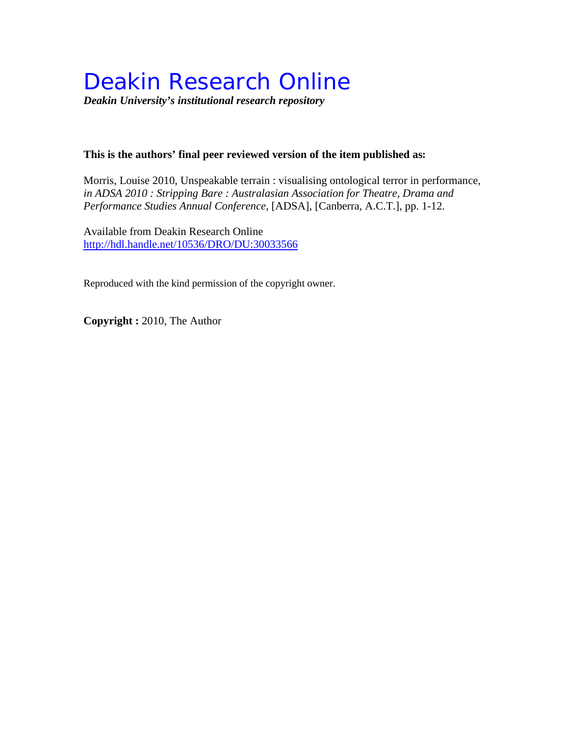# Deakin Research Online

***Deakin University's institutional research repository***

**This is the authors' final peer reviewed version of the item published as:**

Morris, Louise 2010, Unspeakable terrain : visualising ontological terror in performance, *in ADSA 2010 : Stripping Bare : Australasian Association for Theatre, Drama and Performance Studies Annual Conference*, [ADSA], [Canberra, A.C.T.], pp. 1-12.

Available from Deakin Research Online
http://hdl.handle.net/10536/DRO/DU:30033566

Reproduced with the kind permission of the copyright owner.

**Copyright :** 2010, The Author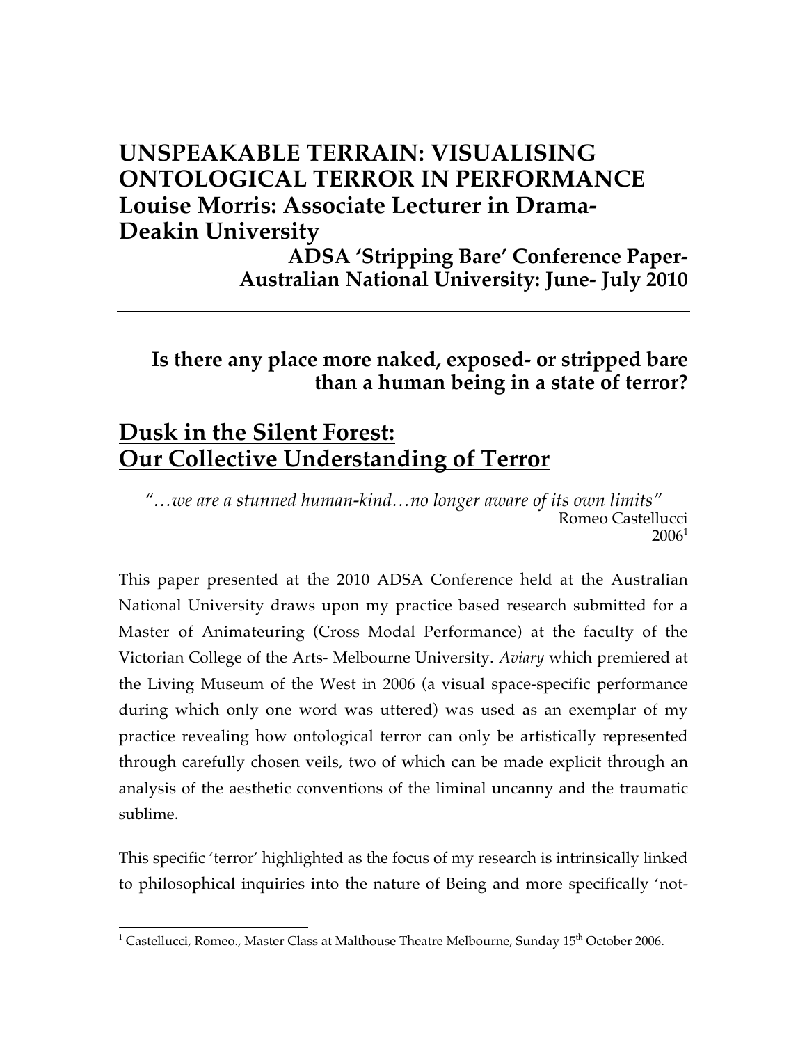# UNSPEAKABLE TERRAIN: VISUALISING ONTOLOGICAL TERROR IN PERFORMANCE

**Louise Morris: Associate Lecturer in Drama- Deakin University**

**ADSA 'Stripping Bare' Conference Paper- Australian National University: June- July 2010**

---

**Is there any place more naked, exposed- or stripped bare than a human being in a state of terror?**

## Dusk in the Silent Forest: Our Collective Understanding of Terror

*"…we are a stunned human-kind…no longer aware of its own limits"*
Romeo Castellucci
2006[1]

This paper presented at the 2010 ADSA Conference held at the Australian National University draws upon my practice based research submitted for a Master of Animateuring (Cross Modal Performance) at the faculty of the Victorian College of the Arts- Melbourne University. *Aviary* which premiered at the Living Museum of the West in 2006 (a visual space-specific performance during which only one word was uttered) was used as an exemplar of my practice revealing how ontological terror can only be artistically represented through carefully chosen veils, two of which can be made explicit through an analysis of the aesthetic conventions of the liminal uncanny and the traumatic sublime.

This specific 'terror' highlighted as the focus of my research is intrinsically linked to philosophical inquiries into the nature of Being and more specifically 'not-

[1] Castellucci, Romeo., Master Class at Malthouse Theatre Melbourne, Sunday 15th October 2006.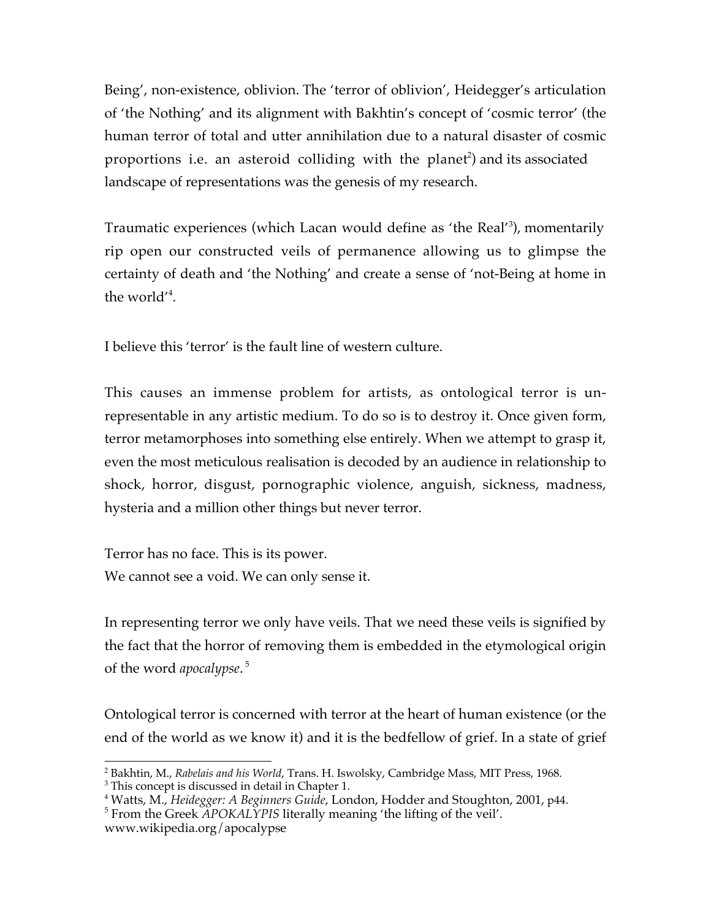Being', non-existence, oblivion. The 'terror of oblivion', Heidegger's articulation of 'the Nothing' and its alignment with Bakhtin's concept of 'cosmic terror' (the human terror of total and utter annihilation due to a natural disaster of cosmic proportions i.e. an asteroid colliding with the planet[2]) and its associated landscape of representations was the genesis of my research.

Traumatic experiences (which Lacan would define as 'the Real'[3]), momentarily rip open our constructed veils of permanence allowing us to glimpse the certainty of death and 'the Nothing' and create a sense of 'not-Being at home in the world'[4].

I believe this 'terror' is the fault line of western culture.

This causes an immense problem for artists, as ontological terror is un-representable in any artistic medium. To do so is to destroy it. Once given form, terror metamorphoses into something else entirely. When we attempt to grasp it, even the most meticulous realisation is decoded by an audience in relationship to shock, horror, disgust, pornographic violence, anguish, sickness, madness, hysteria and a million other things but never terror.

Terror has no face. This is its power.
We cannot see a void. We can only sense it.

In representing terror we only have veils. That we need these veils is signified by the fact that the horror of removing them is embedded in the etymological origin of the word *apocalypse*.[5]

Ontological terror is concerned with terror at the heart of human existence (or the end of the world as we know it) and it is the bedfellow of grief. In a state of grief

---

[2] Bakhtin, M., *Rabelais and his World*, Trans. H. Iswolsky, Cambridge Mass, MIT Press, 1968.
[3] This concept is discussed in detail in Chapter 1.
[4] Watts, M., *Heidegger: A Beginners Guide*, London, Hodder and Stoughton, 2001, p44.
[5] From the Greek *APOKALYPIS* literally meaning 'the lifting of the veil'. www.wikipedia.org/apocalypse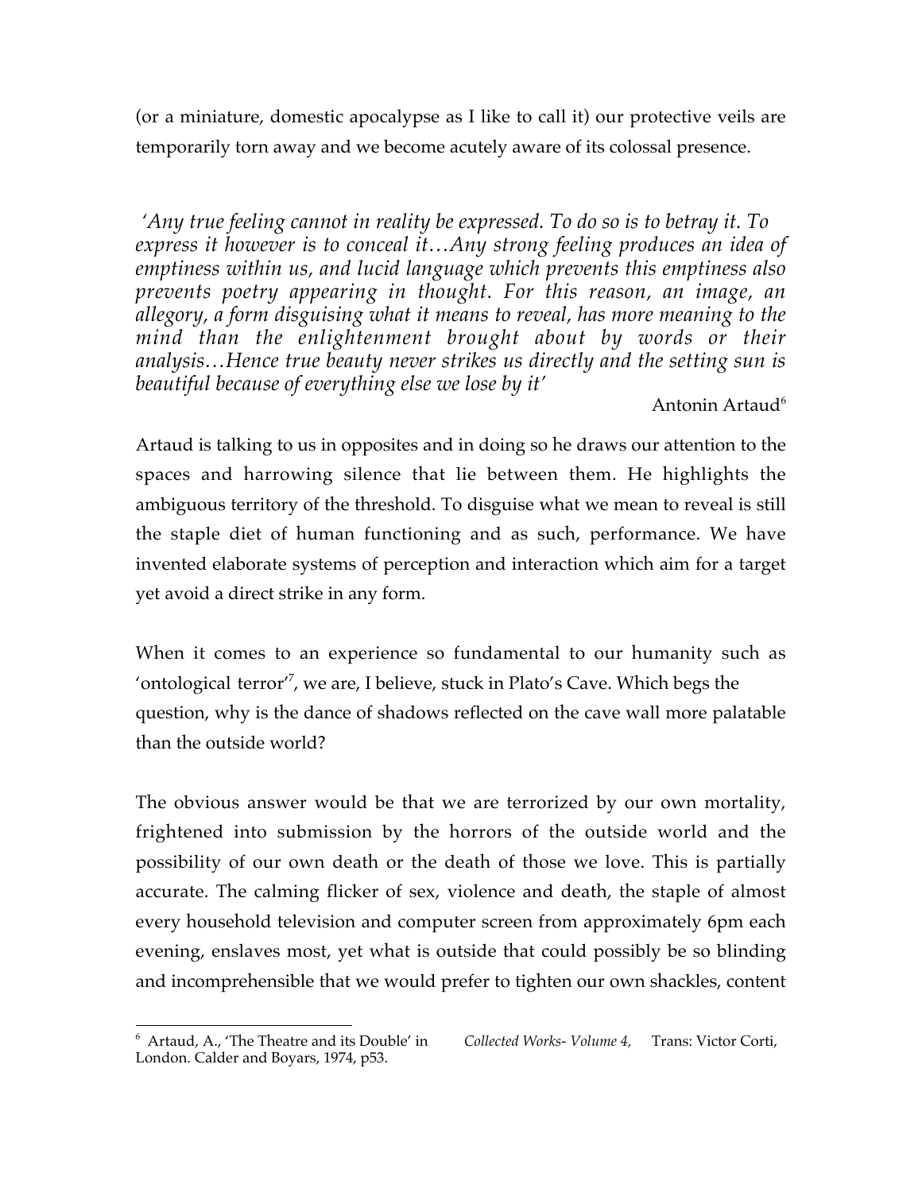(or a miniature, domestic apocalypse as I like to call it) our protective veils are temporarily torn away and we become acutely aware of its colossal presence.

> *'Any true feeling cannot in reality be expressed. To do so is to betray it. To express it however is to conceal it…Any strong feeling produces an idea of emptiness within us, and lucid language which prevents this emptiness also prevents poetry appearing in thought. For this reason, an image, an allegory, a form disguising what it means to reveal, has more meaning to the mind than the enlightenment brought about by words or their analysis…Hence true beauty never strikes us directly and the setting sun is beautiful because of everything else we lose by it'*
>
> Antonin Artaud[6]

Artaud is talking to us in opposites and in doing so he draws our attention to the spaces and harrowing silence that lie between them. He highlights the ambiguous territory of the threshold. To disguise what we mean to reveal is still the staple diet of human functioning and as such, performance. We have invented elaborate systems of perception and interaction which aim for a target yet avoid a direct strike in any form.

When it comes to an experience so fundamental to our humanity such as 'ontological terror'[7], we are, I believe, stuck in Plato's Cave. Which begs the question, why is the dance of shadows reflected on the cave wall more palatable than the outside world?

The obvious answer would be that we are terrorized by our own mortality, frightened into submission by the horrors of the outside world and the possibility of our own death or the death of those we love. This is partially accurate. The calming flicker of sex, violence and death, the staple of almost every household television and computer screen from approximately 6pm each evening, enslaves most, yet what is outside that could possibly be so blinding and incomprehensible that we would prefer to tighten our own shackles, content

---

[6] Artaud, A., 'The Theatre and its Double' in *Collected Works- Volume 4,* Trans: Victor Corti, London. Calder and Boyars, 1974, p53.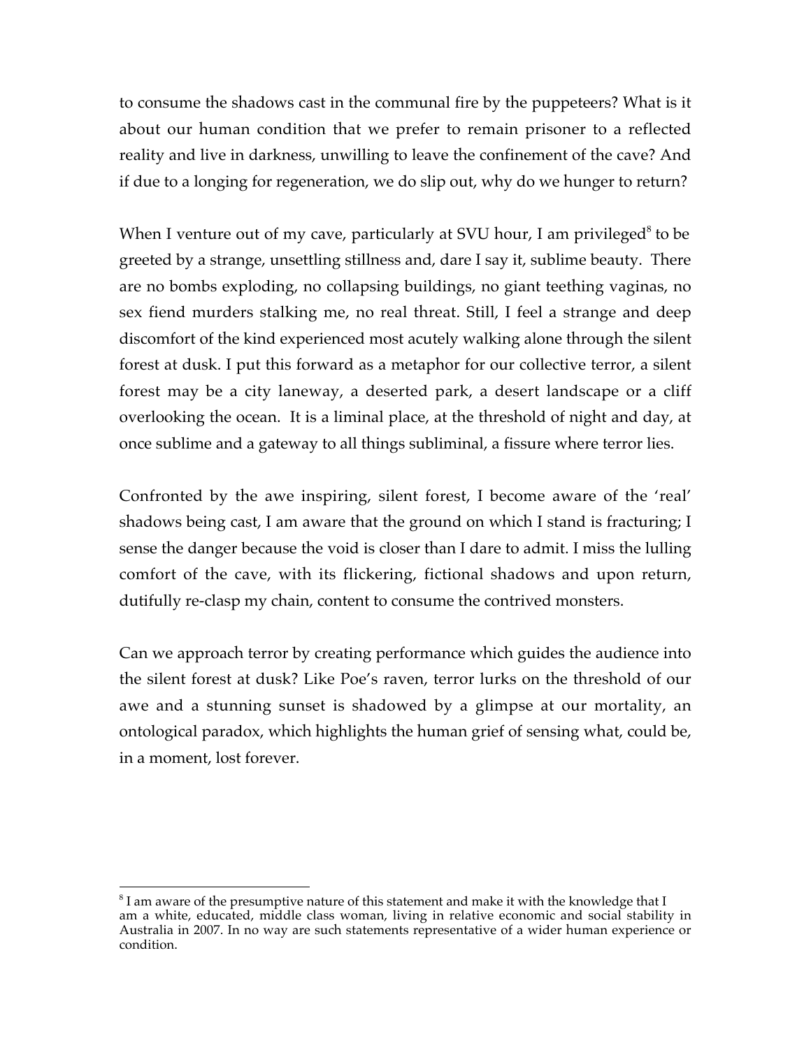to consume the shadows cast in the communal fire by the puppeteers? What is it about our human condition that we prefer to remain prisoner to a reflected reality and live in darkness, unwilling to leave the confinement of the cave? And if due to a longing for regeneration, we do slip out, why do we hunger to return?

When I venture out of my cave, particularly at SVU hour, I am privileged[8] to be greeted by a strange, unsettling stillness and, dare I say it, sublime beauty. There are no bombs exploding, no collapsing buildings, no giant teething vaginas, no sex fiend murders stalking me, no real threat. Still, I feel a strange and deep discomfort of the kind experienced most acutely walking alone through the silent forest at dusk. I put this forward as a metaphor for our collective terror, a silent forest may be a city laneway, a deserted park, a desert landscape or a cliff overlooking the ocean. It is a liminal place, at the threshold of night and day, at once sublime and a gateway to all things subliminal, a fissure where terror lies.

Confronted by the awe inspiring, silent forest, I become aware of the 'real' shadows being cast, I am aware that the ground on which I stand is fracturing; I sense the danger because the void is closer than I dare to admit. I miss the lulling comfort of the cave, with its flickering, fictional shadows and upon return, dutifully re-clasp my chain, content to consume the contrived monsters.

Can we approach terror by creating performance which guides the audience into the silent forest at dusk? Like Poe's raven, terror lurks on the threshold of our awe and a stunning sunset is shadowed by a glimpse at our mortality, an ontological paradox, which highlights the human grief of sensing what, could be, in a moment, lost forever.

---

[8] I am aware of the presumptive nature of this statement and make it with the knowledge that I am a white, educated, middle class woman, living in relative economic and social stability in Australia in 2007. In no way are such statements representative of a wider human experience or condition.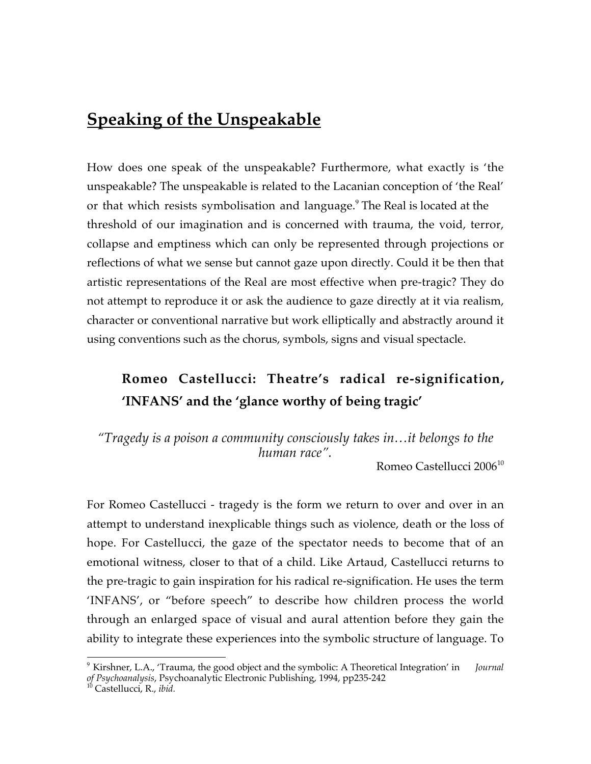## Speaking of the Unspeakable

How does one speak of the unspeakable? Furthermore, what exactly is 'the unspeakable? The unspeakable is related to the Lacanian conception of 'the Real' or that which resists symbolisation and language.[9] The Real is located at the threshold of our imagination and is concerned with trauma, the void, terror, collapse and emptiness which can only be represented through projections or reflections of what we sense but cannot gaze upon directly. Could it be then that artistic representations of the Real are most effective when pre-tragic? They do not attempt to reproduce it or ask the audience to gaze directly at it via realism, character or conventional narrative but work elliptically and abstractly around it using conventions such as the chorus, symbols, signs and visual spectacle.

### Romeo Castellucci: Theatre's radical re-signification, 'INFANS' and the 'glance worthy of being tragic'

*"Tragedy is a poison a community consciously takes in…it belongs to the human race".*

Romeo Castellucci 2006[10]

For Romeo Castellucci - tragedy is the form we return to over and over in an attempt to understand inexplicable things such as violence, death or the loss of hope. For Castellucci, the gaze of the spectator needs to become that of an emotional witness, closer to that of a child. Like Artaud, Castellucci returns to the pre-tragic to gain inspiration for his radical re-signification. He uses the term 'INFANS', or "before speech" to describe how children process the world through an enlarged space of visual and aural attention before they gain the ability to integrate these experiences into the symbolic structure of language. To

---

[9] Kirshner, L.A., 'Trauma, the good object and the symbolic: A Theoretical Integration' in *Journal of Psychoanalysis*, Psychoanalytic Electronic Publishing, 1994, pp235-242

[10] Castellucci, R., *ibid.*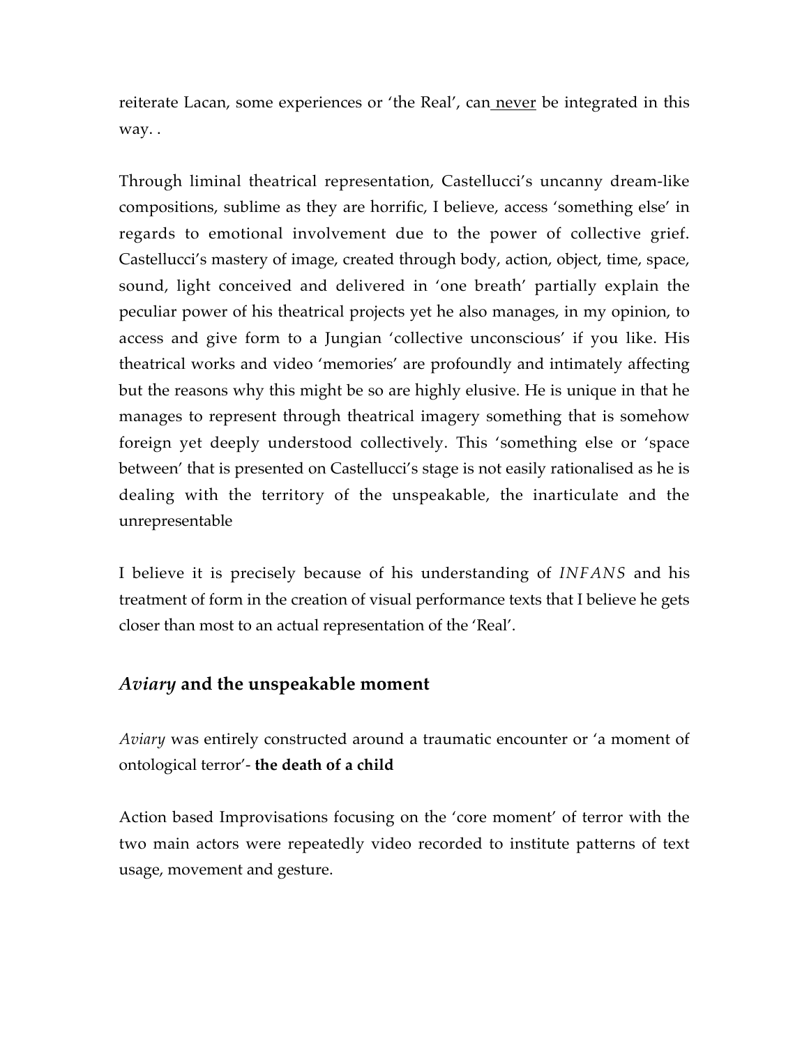reiterate Lacan, some experiences or 'the Real', can never be integrated in this way. .

Through liminal theatrical representation, Castellucci's uncanny dream-like compositions, sublime as they are horrific, I believe, access 'something else' in regards to emotional involvement due to the power of collective grief. Castellucci's mastery of image, created through body, action, object, time, space, sound, light conceived and delivered in 'one breath' partially explain the peculiar power of his theatrical projects yet he also manages, in my opinion, to access and give form to a Jungian 'collective unconscious' if you like. His theatrical works and video 'memories' are profoundly and intimately affecting but the reasons why this might be so are highly elusive. He is unique in that he manages to represent through theatrical imagery something that is somehow foreign yet deeply understood collectively. This 'something else or 'space between' that is presented on Castellucci's stage is not easily rationalised as he is dealing with the territory of the unspeakable, the inarticulate and the unrepresentable

I believe it is precisely because of his understanding of *INFANS* and his treatment of form in the creation of visual performance texts that I believe he gets closer than most to an actual representation of the 'Real'.

## *Aviary* and the unspeakable moment

*Aviary* was entirely constructed around a traumatic encounter or 'a moment of ontological terror'- **the death of a child**

Action based Improvisations focusing on the 'core moment' of terror with the two main actors were repeatedly video recorded to institute patterns of text usage, movement and gesture.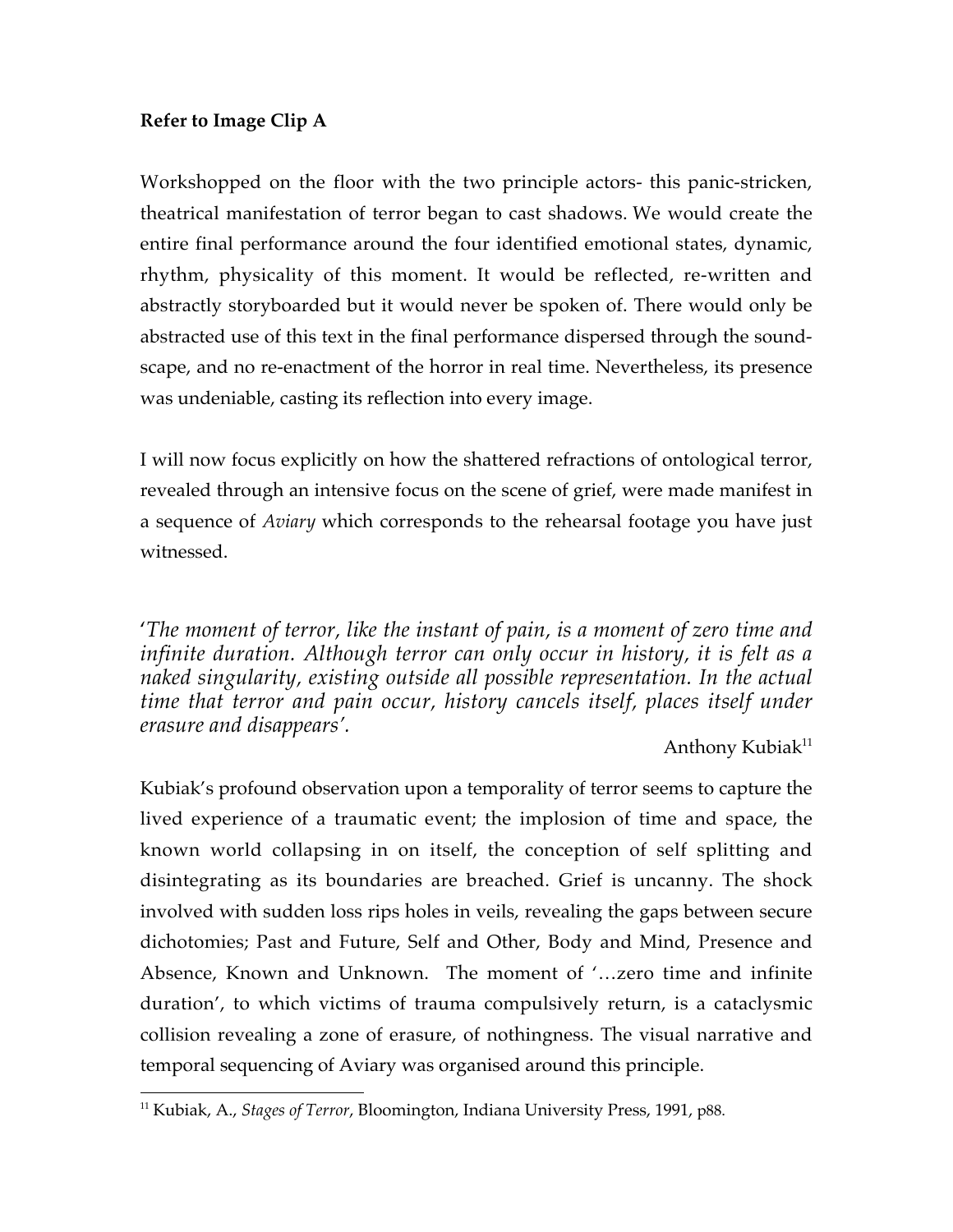**Refer to Image Clip A**

Workshopped on the floor with the two principle actors- this panic-stricken, theatrical manifestation of terror began to cast shadows. We would create the entire final performance around the four identified emotional states, dynamic, rhythm, physicality of this moment. It would be reflected, re-written and abstractly storyboarded but it would never be spoken of. There would only be abstracted use of this text in the final performance dispersed through the sound-scape, and no re-enactment of the horror in real time. Nevertheless, its presence was undeniable, casting its reflection into every image.

I will now focus explicitly on how the shattered refractions of ontological terror, revealed through an intensive focus on the scene of grief, were made manifest in a sequence of *Aviary* which corresponds to the rehearsal footage you have just witnessed.

'*The moment of terror, like the instant of pain, is a moment of zero time and infinite duration. Although terror can only occur in history, it is felt as a naked singularity, existing outside all possible representation. In the actual time that terror and pain occur, history cancels itself, places itself under erasure and disappears'.*

Anthony Kubiak[11]

Kubiak's profound observation upon a temporality of terror seems to capture the lived experience of a traumatic event; the implosion of time and space, the known world collapsing in on itself, the conception of self splitting and disintegrating as its boundaries are breached. Grief is uncanny. The shock involved with sudden loss rips holes in veils, revealing the gaps between secure dichotomies; Past and Future, Self and Other, Body and Mind, Presence and Absence, Known and Unknown. The moment of '…zero time and infinite duration', to which victims of trauma compulsively return, is a cataclysmic collision revealing a zone of erasure, of nothingness. The visual narrative and temporal sequencing of Aviary was organised around this principle.

---

[11] Kubiak, A., *Stages of Terror*, Bloomington, Indiana University Press, 1991, p88.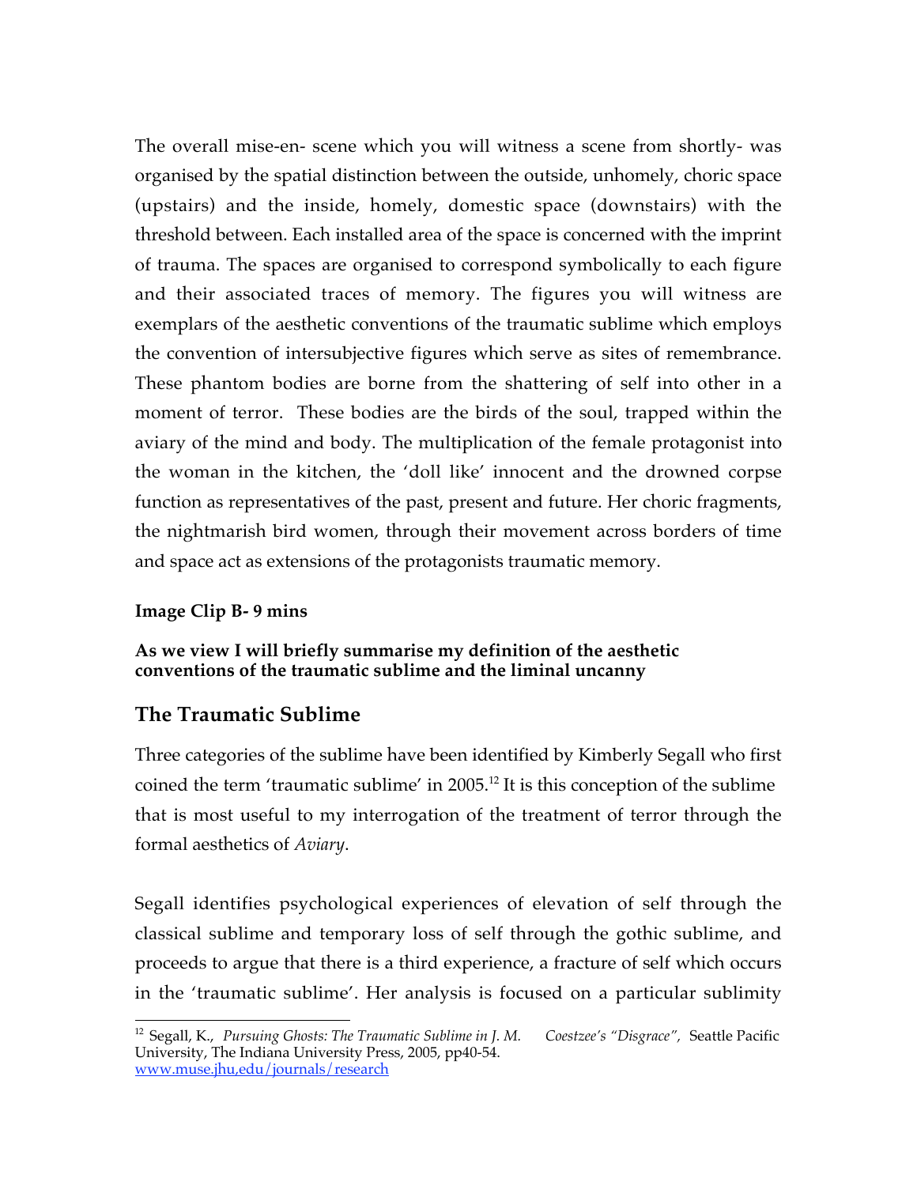The overall mise-en- scene which you will witness a scene from shortly- was organised by the spatial distinction between the outside, unhomely, choric space (upstairs) and the inside, homely, domestic space (downstairs) with the threshold between. Each installed area of the space is concerned with the imprint of trauma. The spaces are organised to correspond symbolically to each figure and their associated traces of memory. The figures you will witness are exemplars of the aesthetic conventions of the traumatic sublime which employs the convention of intersubjective figures which serve as sites of remembrance. These phantom bodies are borne from the shattering of self into other in a moment of terror. These bodies are the birds of the soul, trapped within the aviary of the mind and body. The multiplication of the female protagonist into the woman in the kitchen, the 'doll like' innocent and the drowned corpse function as representatives of the past, present and future. Her choric fragments, the nightmarish bird women, through their movement across borders of time and space act as extensions of the protagonists traumatic memory.

**Image Clip B- 9 mins**

**As we view I will briefly summarise my definition of the aesthetic conventions of the traumatic sublime and the liminal uncanny**

## The Traumatic Sublime

Three categories of the sublime have been identified by Kimberly Segall who first coined the term 'traumatic sublime' in 2005.[12] It is this conception of the sublime that is most useful to my interrogation of the treatment of terror through the formal aesthetics of *Aviary*.

Segall identifies psychological experiences of elevation of self through the classical sublime and temporary loss of self through the gothic sublime, and proceeds to argue that there is a third experience, a fracture of self which occurs in the 'traumatic sublime'. Her analysis is focused on a particular sublimity

[12] Segall, K., *Pursuing Ghosts: The Traumatic Sublime in J. M. Coetzee's "Disgrace"*, Seattle Pacific University, The Indiana University Press, 2005, pp40-54. www.muse.jhu,edu/journals/research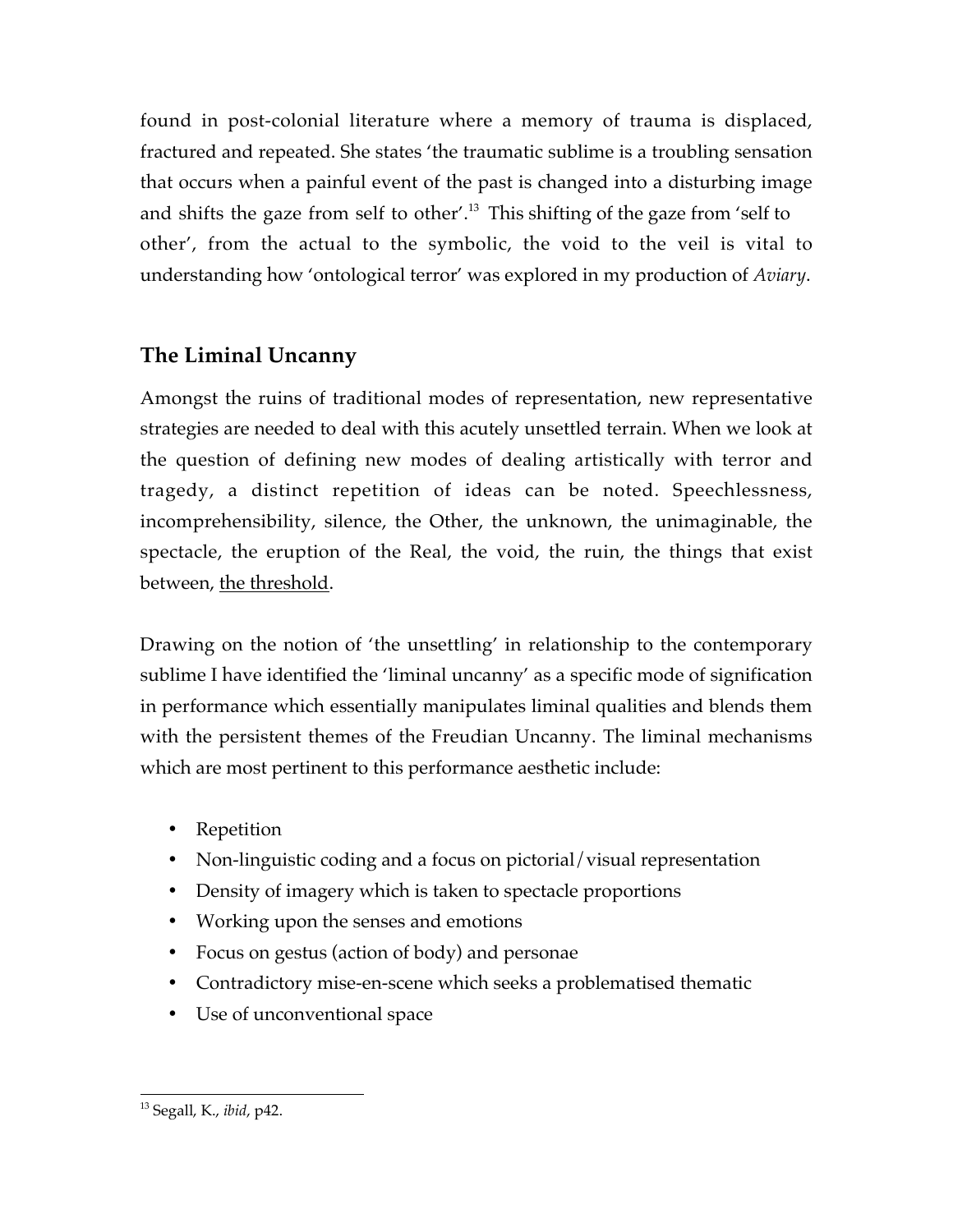found in post-colonial literature where a memory of trauma is displaced, fractured and repeated. She states 'the traumatic sublime is a troubling sensation that occurs when a painful event of the past is changed into a disturbing image and shifts the gaze from self to other'.[13] This shifting of the gaze from 'self to other', from the actual to the symbolic, the void to the veil is vital to understanding how 'ontological terror' was explored in my production of *Aviary*.

## The Liminal Uncanny

Amongst the ruins of traditional modes of representation, new representative strategies are needed to deal with this acutely unsettled terrain. When we look at the question of defining new modes of dealing artistically with terror and tragedy, a distinct repetition of ideas can be noted. Speechlessness, incomprehensibility, silence, the Other, the unknown, the unimaginable, the spectacle, the eruption of the Real, the void, the ruin, the things that exist between, <u>the threshold</u>.

Drawing on the notion of 'the unsettling' in relationship to the contemporary sublime I have identified the 'liminal uncanny' as a specific mode of signification in performance which essentially manipulates liminal qualities and blends them with the persistent themes of the Freudian Uncanny. The liminal mechanisms which are most pertinent to this performance aesthetic include:

- Repetition
- Non-linguistic coding and a focus on pictorial/visual representation
- Density of imagery which is taken to spectacle proportions
- Working upon the senses and emotions
- Focus on gestus (action of body) and personae
- Contradictory mise-en-scene which seeks a problematised thematic
- Use of unconventional space

---

[13] Segall, K., *ibid*, p42.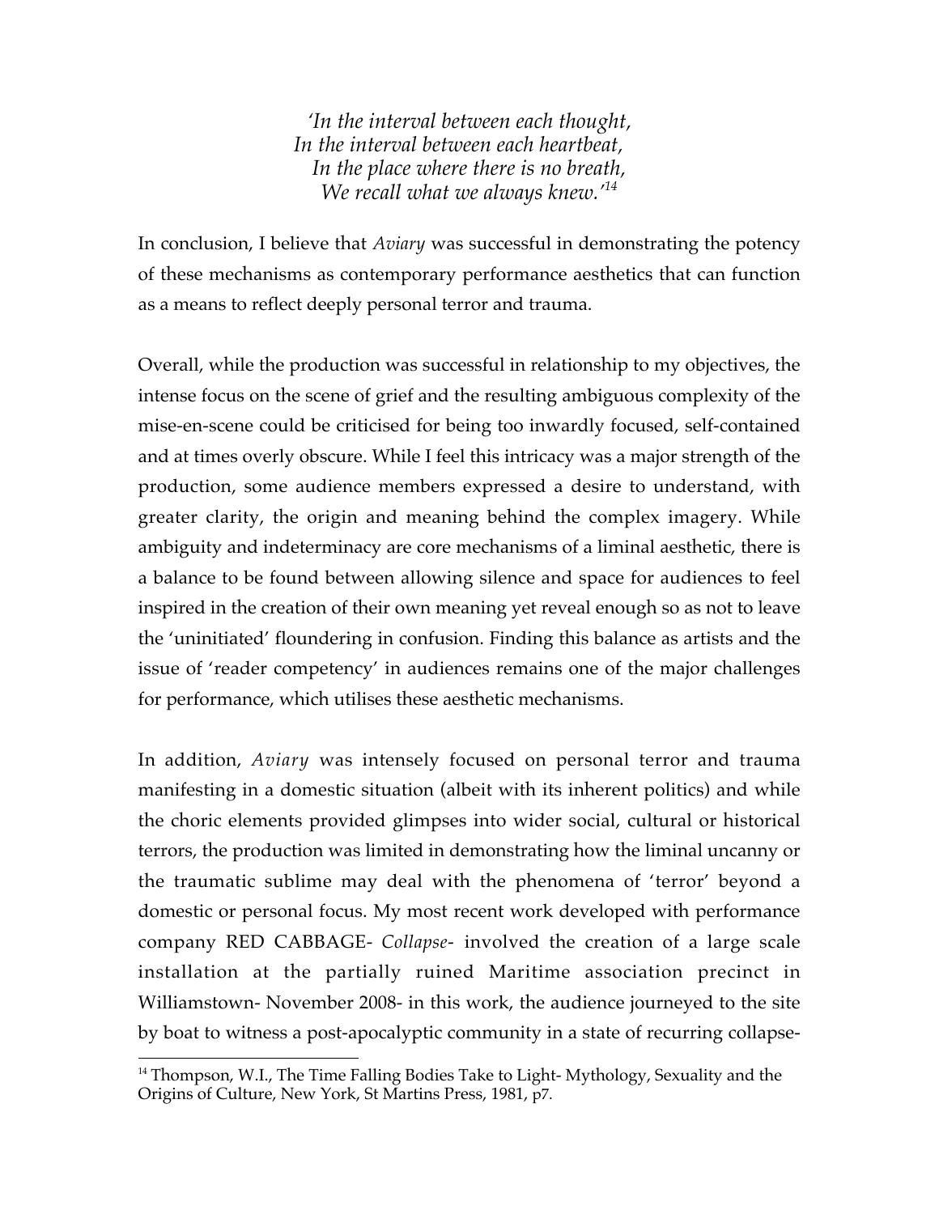*'In the interval between each thought,*
*In the interval between each heartbeat,*
*In the place where there is no breath,*
*We recall what we always knew.'*[14]

In conclusion, I believe that *Aviary* was successful in demonstrating the potency of these mechanisms as contemporary performance aesthetics that can function as a means to reflect deeply personal terror and trauma.

Overall, while the production was successful in relationship to my objectives, the intense focus on the scene of grief and the resulting ambiguous complexity of the mise-en-scene could be criticised for being too inwardly focused, self-contained and at times overly obscure. While I feel this intricacy was a major strength of the production, some audience members expressed a desire to understand, with greater clarity, the origin and meaning behind the complex imagery. While ambiguity and indeterminacy are core mechanisms of a liminal aesthetic, there is a balance to be found between allowing silence and space for audiences to feel inspired in the creation of their own meaning yet reveal enough so as not to leave the 'uninitiated' floundering in confusion. Finding this balance as artists and the issue of 'reader competency' in audiences remains one of the major challenges for performance, which utilises these aesthetic mechanisms.

In addition, *Aviary* was intensely focused on personal terror and trauma manifesting in a domestic situation (albeit with its inherent politics) and while the choric elements provided glimpses into wider social, cultural or historical terrors, the production was limited in demonstrating how the liminal uncanny or the traumatic sublime may deal with the phenomena of 'terror' beyond a domestic or personal focus. My most recent work developed with performance company RED CABBAGE- *Collapse*- involved the creation of a large scale installation at the partially ruined Maritime association precinct in Williamstown- November 2008- in this work, the audience journeyed to the site by boat to witness a post-apocalyptic community in a state of recurring collapse-

---

[14] Thompson, W.I., The Time Falling Bodies Take to Light- Mythology, Sexuality and the Origins of Culture, New York, St Martins Press, 1981, p7.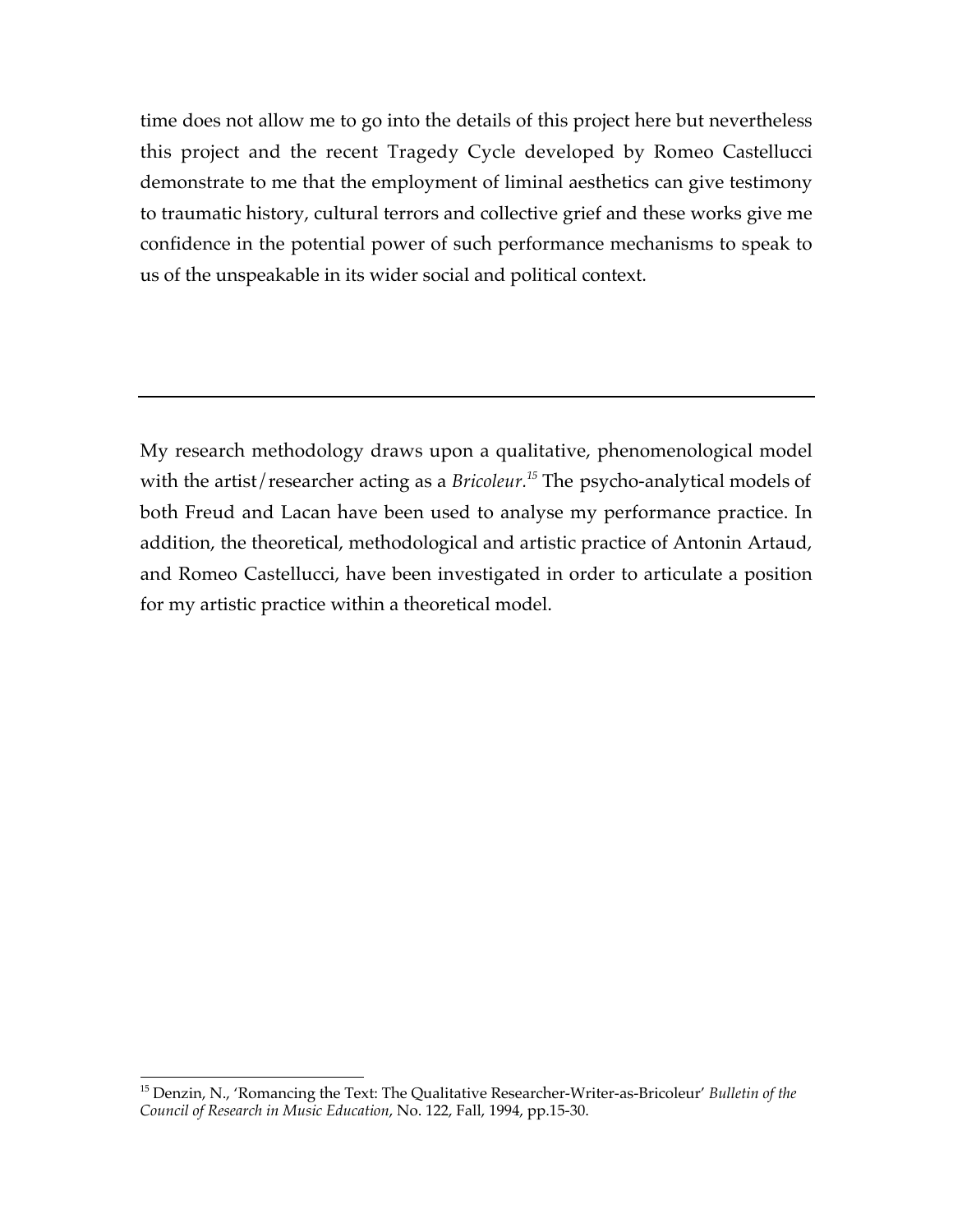time does not allow me to go into the details of this project here but nevertheless this project and the recent Tragedy Cycle developed by Romeo Castellucci demonstrate to me that the employment of liminal aesthetics can give testimony to traumatic history, cultural terrors and collective grief and these works give me confidence in the potential power of such performance mechanisms to speak to us of the unspeakable in its wider social and political context.

---

My research methodology draws upon a qualitative, phenomenological model with the artist/researcher acting as a *Bricoleur.*[15] The psycho-analytical models of both Freud and Lacan have been used to analyse my performance practice. In addition, the theoretical, methodological and artistic practice of Antonin Artaud, and Romeo Castellucci, have been investigated in order to articulate a position for my artistic practice within a theoretical model.

[15] Denzin, N., 'Romancing the Text: The Qualitative Researcher-Writer-as-Bricoleur' *Bulletin of the Council of Research in Music Education*, No. 122, Fall, 1994, pp.15-30.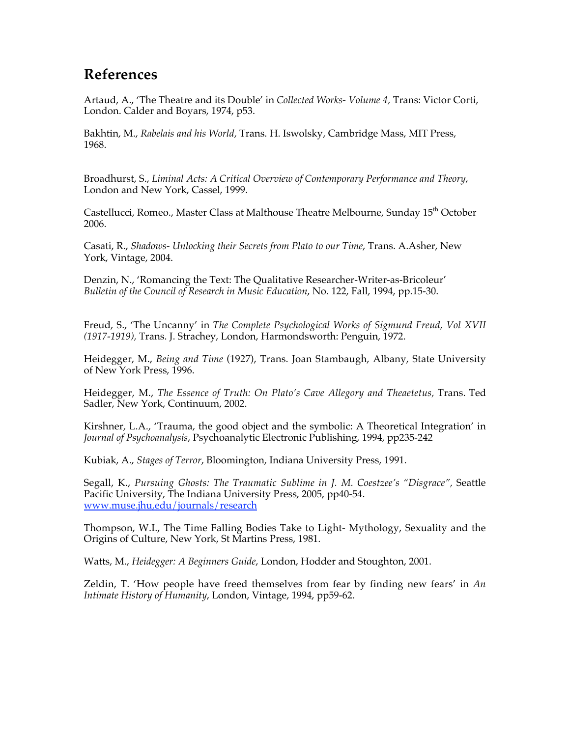## References

Artaud, A., 'The Theatre and its Double' in *Collected Works- Volume 4,* Trans: Victor Corti, London. Calder and Boyars, 1974, p53.

Bakhtin, M., *Rabelais and his World*, Trans. H. Iswolsky, Cambridge Mass, MIT Press, 1968.

Broadhurst, S., *Liminal Acts: A Critical Overview of Contemporary Performance and Theory*, London and New York, Cassel, 1999.

Castellucci, Romeo., Master Class at Malthouse Theatre Melbourne, Sunday 15th October 2006.

Casati, R., *Shadows- Unlocking their Secrets from Plato to our Time*, Trans. A.Asher, New York, Vintage, 2004.

Denzin, N., 'Romancing the Text: The Qualitative Researcher-Writer-as-Bricoleur' *Bulletin of the Council of Research in Music Education*, No. 122, Fall, 1994, pp.15-30.

Freud, S., 'The Uncanny' in *The Complete Psychological Works of Sigmund Freud, Vol XVII (1917-1919),* Trans. J. Strachey, London, Harmondsworth: Penguin, 1972.

Heidegger, M., *Being and Time* (1927), Trans. Joan Stambaugh, Albany, State University of New York Press, 1996.

Heidegger, M., *The Essence of Truth: On Plato's Cave Allegory and Theaetetus*, Trans. Ted Sadler, New York, Continuum, 2002.

Kirshner, L.A., 'Trauma, the good object and the symbolic: A Theoretical Integration' in *Journal of Psychoanalysis*, Psychoanalytic Electronic Publishing, 1994, pp235-242

Kubiak, A., *Stages of Terror*, Bloomington, Indiana University Press, 1991.

Segall, K., *Pursuing Ghosts: The Traumatic Sublime in J. M. Coestzee's "Disgrace",* Seattle Pacific University, The Indiana University Press, 2005, pp40-54. www.muse.jhu,edu/journals/research

Thompson, W.I., The Time Falling Bodies Take to Light- Mythology, Sexuality and the Origins of Culture, New York, St Martins Press, 1981.

Watts, M., *Heidegger: A Beginners Guide*, London, Hodder and Stoughton, 2001.

Zeldin, T. 'How people have freed themselves from fear by finding new fears' in *An Intimate History of Humanity*, London, Vintage, 1994, pp59-62.